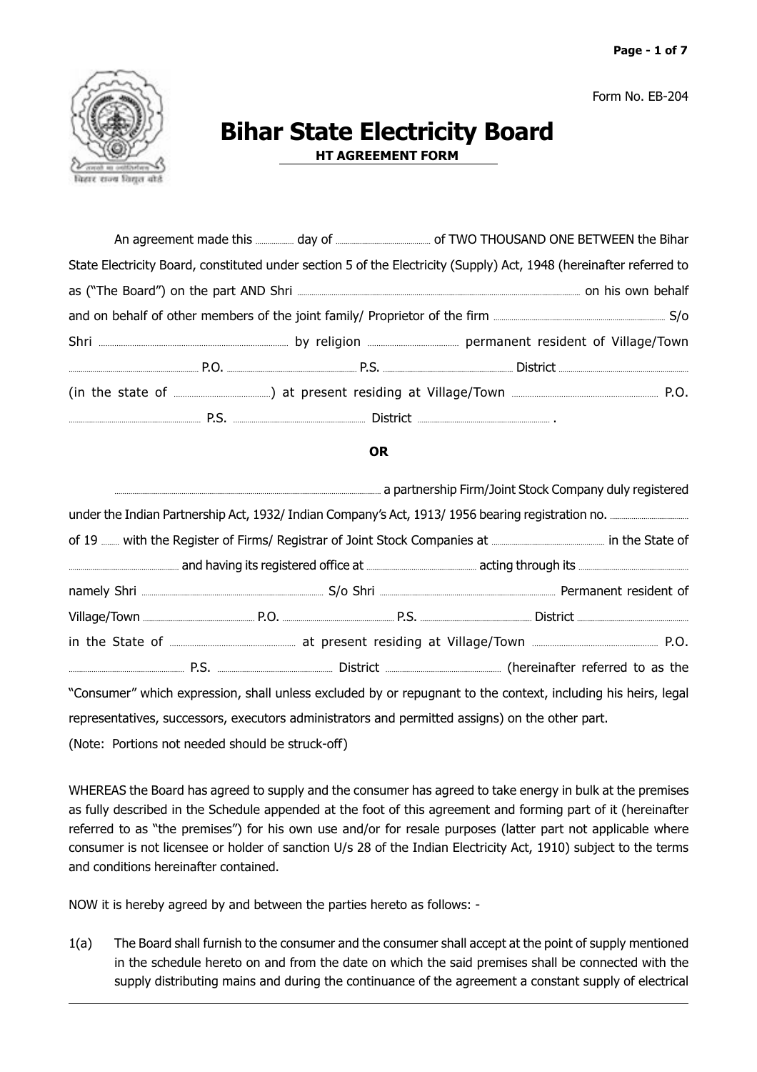Form No. EB-204

# Bihar State Electricity Board

## HT AGREEMENT FORM

An agreement made this .............. day of ................................ of TWO THOUSAND ONE BETWEEN the Bihar State Electricity Board, constituted under section 5 of the Electricity (Supply) Act, 1948 (hereinafter referred to as ("The Board") on the part AND Shri .................................................................................................... on his own behalf and on behalf of other members of the joint family/ Proprietor of the firm ........................................................ S/o Shri ........................................................ by religion ........................ permanent resident of Village/Town ........................................ P.O. ........................................ P.S. ........................................ District ........................................ (in the state of ..............................) at present residing at Village/Town ........................................ P.O. ........................................ P.S. ........................................ District ........................................ .

**OR**

...................................................................................................... a partnership Firm/Joint Stock Company duly registered under the Indian Partnership Act, 1932/ Indian Company's Act, 1913/ 1956 bearing registration no. .................... of 19 ....... with the Register of Firms/ Registrar of Joint Stock Companies at ................................ in the State of ................................ and having its registered office at ................................ acting through its ................................ namely Shri ................................................ S/o Shri ................................................ Permanent resident of Village/Town ................................ P.O. ................................ P.S. ................................ District ................................ in the State of ................................ at present residing at Village/Town ................................ P.O. ................................ P.S. ................................ District ................................ (hereinafter referred to as the "Consumer" which expression, shall unless excluded by or repugnant to the context, including his heirs, legal representatives, successors, executors administrators and permitted assigns) on the other part.

(Note: Portions not needed should be struck-off)

WHEREAS the Board has agreed to supply and the consumer has agreed to take energy in bulk at the premises as fully described in the Schedule appended at the foot of this agreement and forming part of it (hereinafter referred to as "the premises") for his own use and/or for resale purposes (latter part not applicable where consumer is not licensee or holder of sanction U/s 28 of the Indian Electricity Act, 1910) subject to the terms and conditions hereinafter contained.

NOW it is hereby agreed by and between the parties hereto as follows: -

1(a) The Board shall furnish to the consumer and the consumer shall accept at the point of supply mentioned in the schedule hereto on and from the date on which the said premises shall be connected with the supply distributing mains and during the continuance of the agreement a constant supply of electrical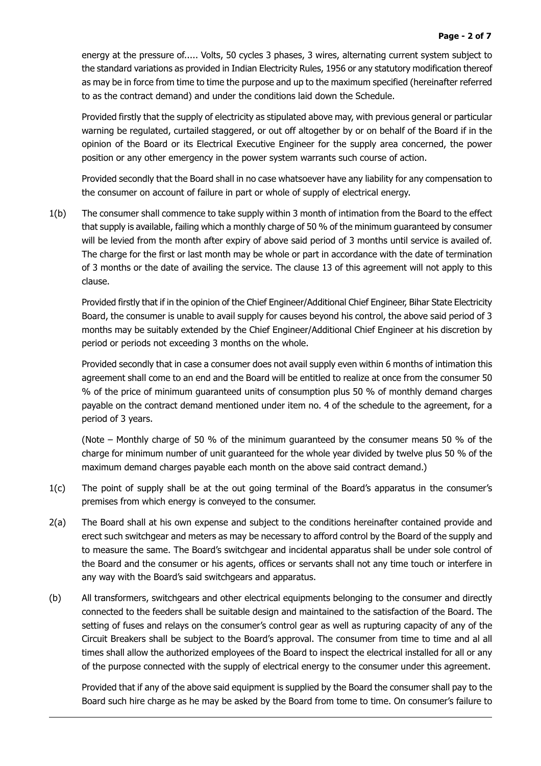energy at the pressure of..... Volts, 50 cycles 3 phases, 3 wires, alternating current system subject to the standard variations as provided in Indian Electricity Rules, 1956 or any statutory modification thereof as may be in force from time to time the purpose and up to the maximum specified (hereinafter referred to as the contract demand) and under the conditions laid down the Schedule.

Provided firstly that the supply of electricity as stipulated above may, with previous general or particular warning be regulated, curtailed staggered, or out off altogether by or on behalf of the Board if in the opinion of the Board or its Electrical Executive Engineer for the supply area concerned, the power position or any other emergency in the power system warrants such course of action.

Provided secondly that the Board shall in no case whatsoever have any liability for any compensation to the consumer on account of failure in part or whole of supply of electrical energy.

1(b) The consumer shall commence to take supply within 3 month of intimation from the Board to the effect that supply is available, failing which a monthly charge of 50 % of the minimum guaranteed by consumer will be levied from the month after expiry of above said period of 3 months until service is availed of. The charge for the first or last month may be whole or part in accordance with the date of termination of 3 months or the date of availing the service. The clause 13 of this agreement will not apply to this clause.

Provided firstly that if in the opinion of the Chief Engineer/Additional Chief Engineer, Bihar State Electricity Board, the consumer is unable to avail supply for causes beyond his control, the above said period of 3 months may be suitably extended by the Chief Engineer/Additional Chief Engineer at his discretion by period or periods not exceeding 3 months on the whole.

Provided secondly that in case a consumer does not avail supply even within 6 months of intimation this agreement shall come to an end and the Board will be entitled to realize at once from the consumer 50 % of the price of minimum guaranteed units of consumption plus 50 % of monthly demand charges payable on the contract demand mentioned under item no. 4 of the schedule to the agreement, for a period of 3 years.

(Note – Monthly charge of 50 % of the minimum guaranteed by the consumer means 50 % of the charge for minimum number of unit guaranteed for the whole year divided by twelve plus 50 % of the maximum demand charges payable each month on the above said contract demand.)

1(c) The point of supply shall be at the out going terminal of the Board's apparatus in the consumer's premises from which energy is conveyed to the consumer.

2(a) The Board shall at his own expense and subject to the conditions hereinafter contained provide and erect such switchgear and meters as may be necessary to afford control by the Board of the supply and to measure the same. The Board's switchgear and incidental apparatus shall be under sole control of the Board and the consumer or his agents, offices or servants shall not any time touch or interfere in any way with the Board's said switchgears and apparatus.

(b) All transformers, switchgears and other electrical equipments belonging to the consumer and directly connected to the feeders shall be suitable design and maintained to the satisfaction of the Board. The setting of fuses and relays on the consumer's control gear as well as rupturing capacity of any of the Circuit Breakers shall be subject to the Board's approval. The consumer from time to time and al all times shall allow the authorized employees of the Board to inspect the electrical installed for all or any of the purpose connected with the supply of electrical energy to the consumer under this agreement.

Provided that if any of the above said equipment is supplied by the Board the consumer shall pay to the Board such hire charge as he may be asked by the Board from tome to time. On consumer's failure to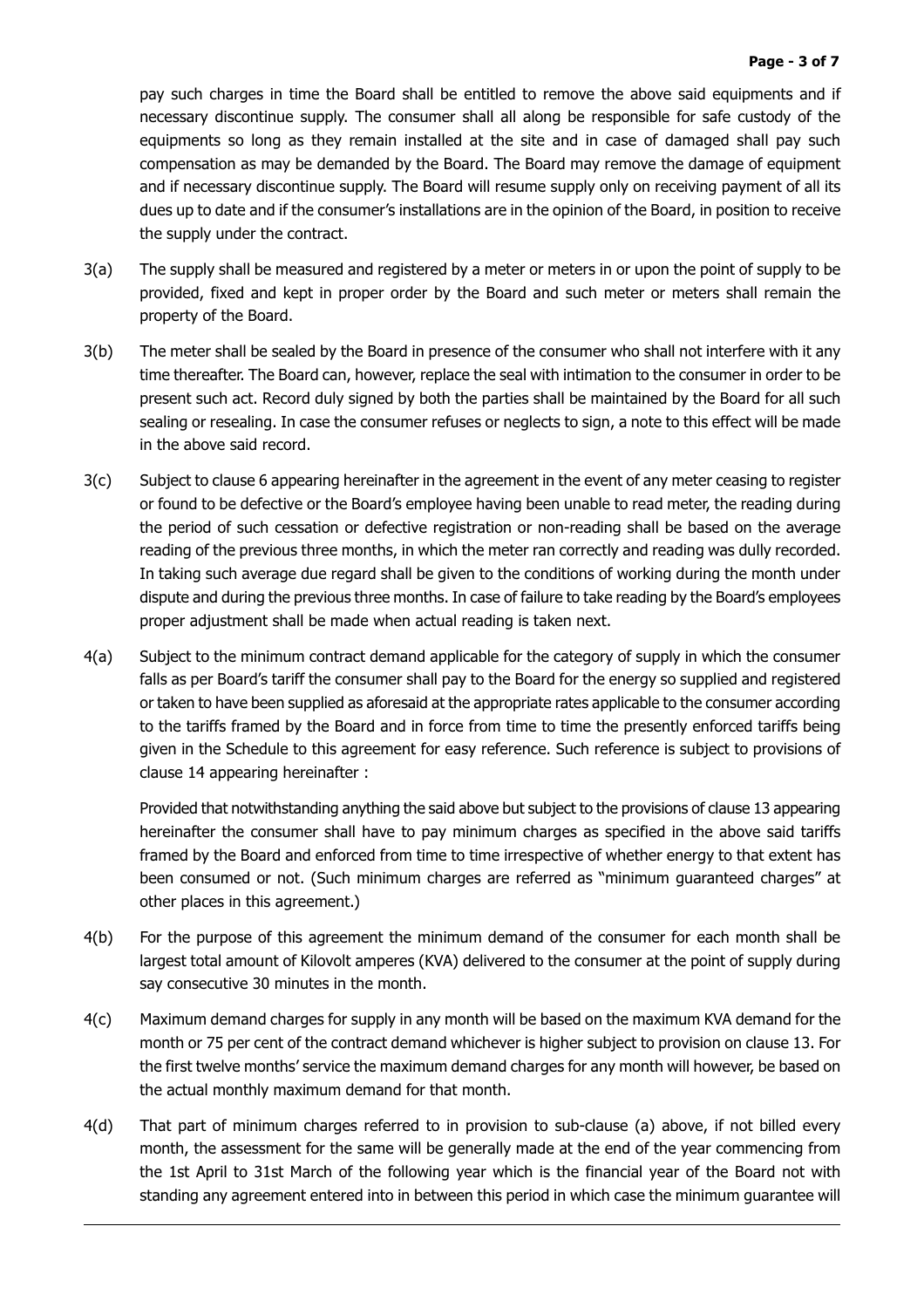pay such charges in time the Board shall be entitled to remove the above said equipments and if necessary discontinue supply. The consumer shall all along be responsible for safe custody of the equipments so long as they remain installed at the site and in case of damaged shall pay such compensation as may be demanded by the Board. The Board may remove the damage of equipment and if necessary discontinue supply. The Board will resume supply only on receiving payment of all its dues up to date and if the consumer's installations are in the opinion of the Board, in position to receive the supply under the contract.

3(a) The supply shall be measured and registered by a meter or meters in or upon the point of supply to be provided, fixed and kept in proper order by the Board and such meter or meters shall remain the property of the Board.

3(b) The meter shall be sealed by the Board in presence of the consumer who shall not interfere with it any time thereafter. The Board can, however, replace the seal with intimation to the consumer in order to be present such act. Record duly signed by both the parties shall be maintained by the Board for all such sealing or resealing. In case the consumer refuses or neglects to sign, a note to this effect will be made in the above said record.

3(c) Subject to clause 6 appearing hereinafter in the agreement in the event of any meter ceasing to register or found to be defective or the Board's employee having been unable to read meter, the reading during the period of such cessation or defective registration or non-reading shall be based on the average reading of the previous three months, in which the meter ran correctly and reading was dully recorded. In taking such average due regard shall be given to the conditions of working during the month under dispute and during the previous three months. In case of failure to take reading by the Board's employees proper adjustment shall be made when actual reading is taken next.

4(a) Subject to the minimum contract demand applicable for the category of supply in which the consumer falls as per Board's tariff the consumer shall pay to the Board for the energy so supplied and registered or taken to have been supplied as aforesaid at the appropriate rates applicable to the consumer according to the tariffs framed by the Board and in force from time to time the presently enforced tariffs being given in the Schedule to this agreement for easy reference. Such reference is subject to provisions of clause 14 appearing hereinafter :

Provided that notwithstanding anything the said above but subject to the provisions of clause 13 appearing hereinafter the consumer shall have to pay minimum charges as specified in the above said tariffs framed by the Board and enforced from time to time irrespective of whether energy to that extent has been consumed or not. (Such minimum charges are referred as "minimum guaranteed charges" at other places in this agreement.)

4(b) For the purpose of this agreement the minimum demand of the consumer for each month shall be largest total amount of Kilovolt amperes (KVA) delivered to the consumer at the point of supply during say consecutive 30 minutes in the month.

4(c) Maximum demand charges for supply in any month will be based on the maximum KVA demand for the month or 75 per cent of the contract demand whichever is higher subject to provision on clause 13. For the first twelve months' service the maximum demand charges for any month will however, be based on the actual monthly maximum demand for that month.

4(d) That part of minimum charges referred to in provision to sub-clause (a) above, if not billed every month, the assessment for the same will be generally made at the end of the year commencing from the 1st April to 31st March of the following year which is the financial year of the Board not with standing any agreement entered into in between this period in which case the minimum guarantee will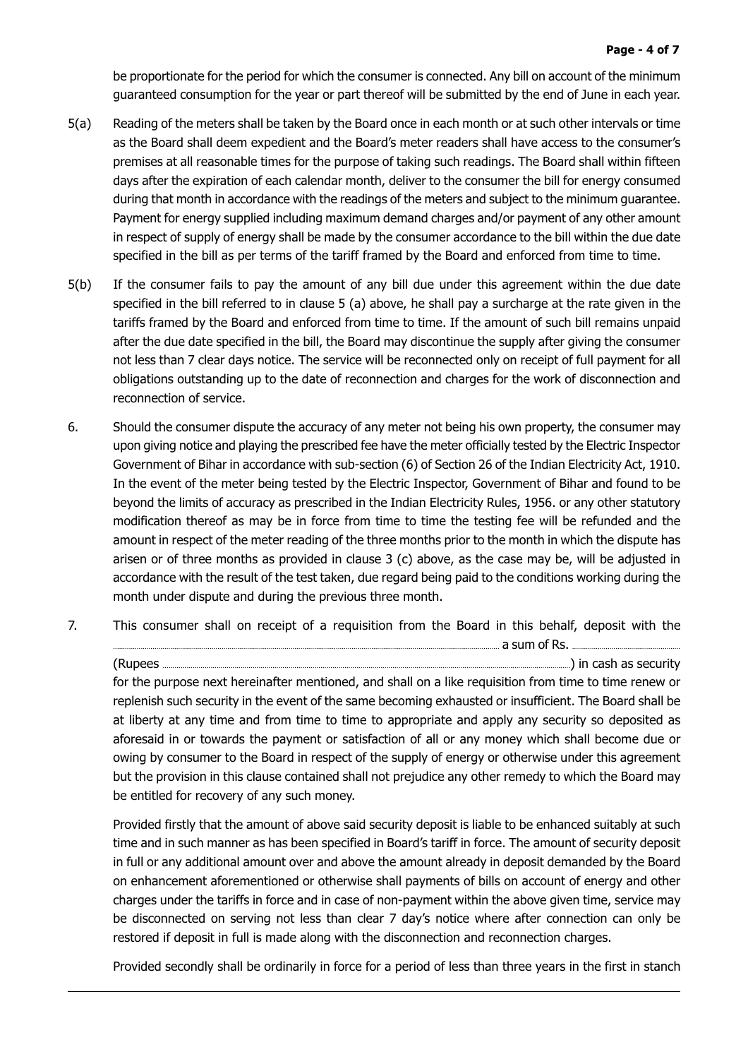be proportionate for the period for which the consumer is connected. Any bill on account of the minimum guaranteed consumption for the year or part thereof will be submitted by the end of June in each year.

5(a) Reading of the meters shall be taken by the Board once in each month or at such other intervals or time as the Board shall deem expedient and the Board's meter readers shall have access to the consumer's premises at all reasonable times for the purpose of taking such readings. The Board shall within fifteen days after the expiration of each calendar month, deliver to the consumer the bill for energy consumed during that month in accordance with the readings of the meters and subject to the minimum guarantee. Payment for energy supplied including maximum demand charges and/or payment of any other amount in respect of supply of energy shall be made by the consumer accordance to the bill within the due date specified in the bill as per terms of the tariff framed by the Board and enforced from time to time.

5(b) If the consumer fails to pay the amount of any bill due under this agreement within the due date specified in the bill referred to in clause 5 (a) above, he shall pay a surcharge at the rate given in the tariffs framed by the Board and enforced from time to time. If the amount of such bill remains unpaid after the due date specified in the bill, the Board may discontinue the supply after giving the consumer not less than 7 clear days notice. The service will be reconnected only on receipt of full payment for all obligations outstanding up to the date of reconnection and charges for the work of disconnection and reconnection of service.

6. Should the consumer dispute the accuracy of any meter not being his own property, the consumer may upon giving notice and playing the prescribed fee have the meter officially tested by the Electric Inspector Government of Bihar in accordance with sub-section (6) of Section 26 of the Indian Electricity Act, 1910. In the event of the meter being tested by the Electric Inspector, Government of Bihar and found to be beyond the limits of accuracy as prescribed in the Indian Electricity Rules, 1956. or any other statutory modification thereof as may be in force from time to time the testing fee will be refunded and the amount in respect of the meter reading of the three months prior to the month in which the dispute has arisen or of three months as provided in clause 3 (c) above, as the case may be, will be adjusted in accordance with the result of the test taken, due regard being paid to the conditions working during the month under dispute and during the previous three month.

7. This consumer shall on receipt of a requisition from the Board in this behalf, deposit with the .................................................................................................................................... a sum of Rs. ........................................ (Rupees ....................................................................................................................................) in cash as security for the purpose next hereinafter mentioned, and shall on a like requisition from time to time renew or replenish such security in the event of the same becoming exhausted or insufficient. The Board shall be at liberty at any time and from time to time to appropriate and apply any security so deposited as aforesaid in or towards the payment or satisfaction of all or any money which shall become due or owing by consumer to the Board in respect of the supply of energy or otherwise under this agreement but the provision in this clause contained shall not prejudice any other remedy to which the Board may be entitled for recovery of any such money.

Provided firstly that the amount of above said security deposit is liable to be enhanced suitably at such time and in such manner as has been specified in Board's tariff in force. The amount of security deposit in full or any additional amount over and above the amount already in deposit demanded by the Board on enhancement aforementioned or otherwise shall payments of bills on account of energy and other charges under the tariffs in force and in case of non-payment within the above given time, service may be disconnected on serving not less than clear 7 day's notice where after connection can only be restored if deposit in full is made along with the disconnection and reconnection charges.

Provided secondly shall be ordinarily in force for a period of less than three years in the first in stanch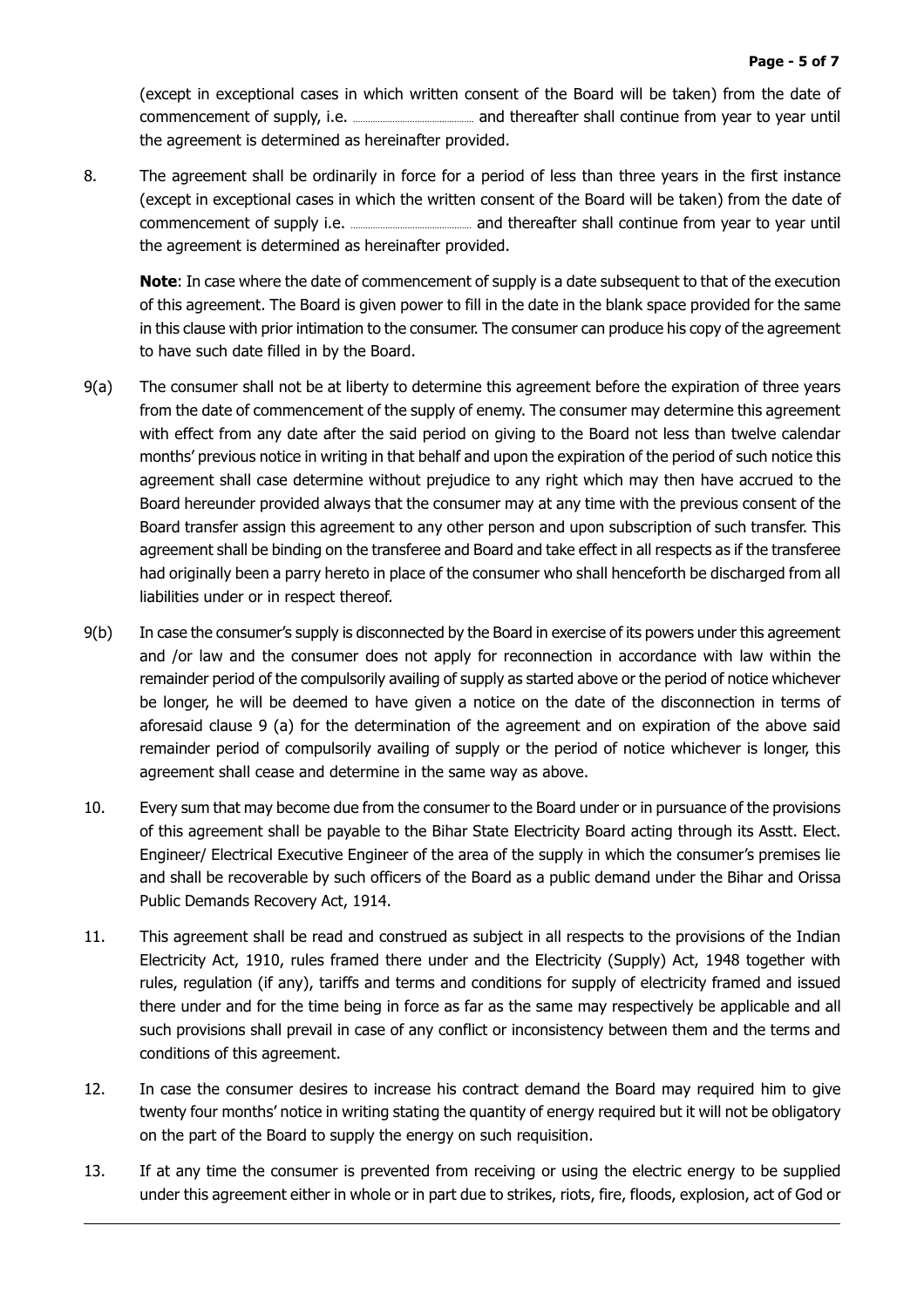(except in exceptional cases in which written consent of the Board will be taken) from the date of commencement of supply, i.e. .................................... and thereafter shall continue from year to year until the agreement is determined as hereinafter provided.

8. The agreement shall be ordinarily in force for a period of less than three years in the first instance (except in exceptional cases in which the written consent of the Board will be taken) from the date of commencement of supply i.e. .................................... and thereafter shall continue from year to year until the agreement is determined as hereinafter provided.

   **Note**: In case where the date of commencement of supply is a date subsequent to that of the execution of this agreement. The Board is given power to fill in the date in the blank space provided for the same in this clause with prior intimation to the consumer. The consumer can produce his copy of the agreement to have such date filled in by the Board.

9(a) The consumer shall not be at liberty to determine this agreement before the expiration of three years from the date of commencement of the supply of enemy. The consumer may determine this agreement with effect from any date after the said period on giving to the Board not less than twelve calendar months' previous notice in writing in that behalf and upon the expiration of the period of such notice this agreement shall case determine without prejudice to any right which may then have accrued to the Board hereunder provided always that the consumer may at any time with the previous consent of the Board transfer assign this agreement to any other person and upon subscription of such transfer. This agreement shall be binding on the transferee and Board and take effect in all respects as if the transferee had originally been a parry hereto in place of the consumer who shall henceforth be discharged from all liabilities under or in respect thereof.

9(b) In case the consumer's supply is disconnected by the Board in exercise of its powers under this agreement and /or law and the consumer does not apply for reconnection in accordance with law within the remainder period of the compulsorily availing of supply as started above or the period of notice whichever be longer, he will be deemed to have given a notice on the date of the disconnection in terms of aforesaid clause 9 (a) for the determination of the agreement and on expiration of the above said remainder period of compulsorily availing of supply or the period of notice whichever is longer, this agreement shall cease and determine in the same way as above.

10. Every sum that may become due from the consumer to the Board under or in pursuance of the provisions of this agreement shall be payable to the Bihar State Electricity Board acting through its Asstt. Elect. Engineer/ Electrical Executive Engineer of the area of the supply in which the consumer's premises lie and shall be recoverable by such officers of the Board as a public demand under the Bihar and Orissa Public Demands Recovery Act, 1914.

11. This agreement shall be read and construed as subject in all respects to the provisions of the Indian Electricity Act, 1910, rules framed there under and the Electricity (Supply) Act, 1948 together with rules, regulation (if any), tariffs and terms and conditions for supply of electricity framed and issued there under and for the time being in force as far as the same may respectively be applicable and all such provisions shall prevail in case of any conflict or inconsistency between them and the terms and conditions of this agreement.

12. In case the consumer desires to increase his contract demand the Board may required him to give twenty four months' notice in writing stating the quantity of energy required but it will not be obligatory on the part of the Board to supply the energy on such requisition.

13. If at any time the consumer is prevented from receiving or using the electric energy to be supplied under this agreement either in whole or in part due to strikes, riots, fire, floods, explosion, act of God or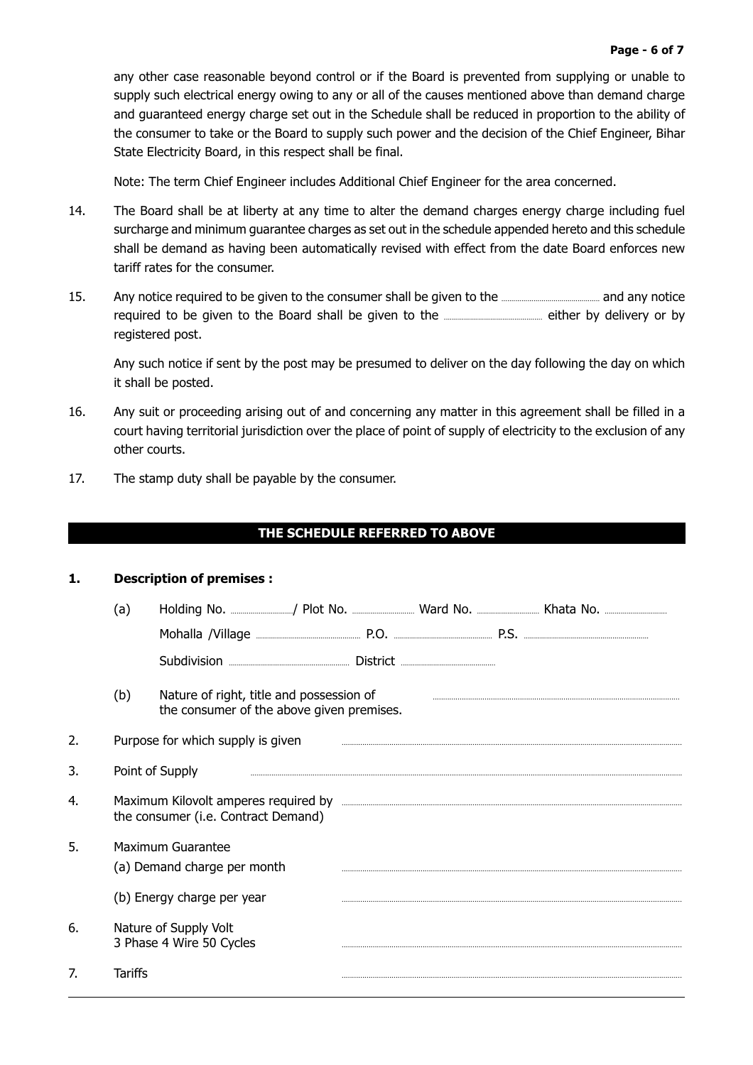any other case reasonable beyond control or if the Board is prevented from supplying or unable to supply such electrical energy owing to any or all of the causes mentioned above than demand charge and guaranteed energy charge set out in the Schedule shall be reduced in proportion to the ability of the consumer to take or the Board to supply such power and the decision of the Chief Engineer, Bihar State Electricity Board, in this respect shall be final.

Note: The term Chief Engineer includes Additional Chief Engineer for the area concerned.

14. The Board shall be at liberty at any time to alter the demand charges energy charge including fuel surcharge and minimum guarantee charges as set out in the schedule appended hereto and this schedule shall be demand as having been automatically revised with effect from the date Board enforces new tariff rates for the consumer.

15. Any notice required to be given to the consumer shall be given to the .................................... and any notice required to be given to the Board shall be given to the .................................... either by delivery or by registered post.

    Any such notice if sent by the post may be presumed to deliver on the day following the day on which it shall be posted.

16. Any suit or proceeding arising out of and concerning any matter in this agreement shall be filled in a court having territorial jurisdiction over the place of point of supply of electricity to the exclusion of any other courts.

17. The stamp duty shall be payable by the consumer.

## THE SCHEDULE REFERRED TO ABOVE

**1. Description of premises :**

(a) Holding No. ........................./ Plot No. ........................ Ward No. ........................ Khata No. ........................

Mohalla /Village .................................... P.O. .................................... P.S. ....................................

Subdivision .................................... District ....................................

(b) Nature of right, title and possession of the consumer of the above given premises. ....................................

2. Purpose for which supply is given ....................................

3. Point of Supply ....................................

4. Maximum Kilovolt amperes required by the consumer (i.e. Contract Demand) ....................................

5. Maximum Guarantee

   (a) Demand charge per month ....................................

   (b) Energy charge per year ....................................

6. Nature of Supply Volt 3 Phase 4 Wire 50 Cycles ....................................

7. Tariffs ....................................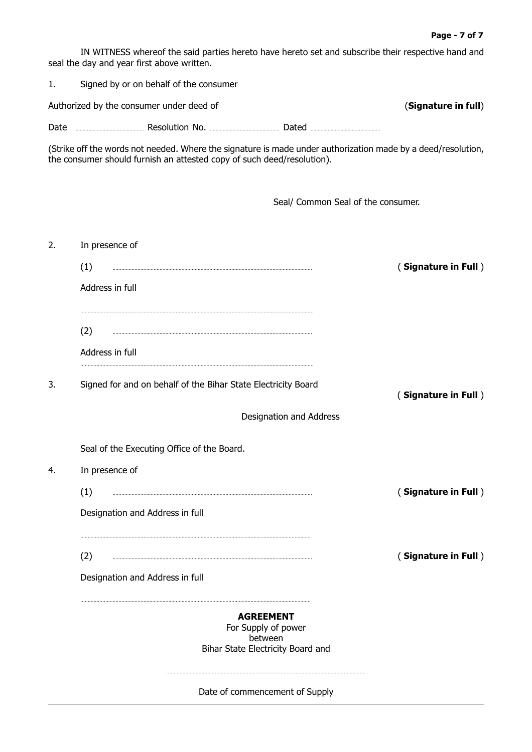IN WITNESS whereof the said parties hereto have hereto set and subscribe their respective hand and seal the day and year first above written.

1. Signed by or on behalf of the consumer

Authorized by the consumer under deed of (**Signature in full**)

Date .................... Resolution No. .................... Dated ....................

(Strike off the words not needed. Where the signature is made under authorization made by a deed/resolution, the consumer should furnish an attested copy of such deed/resolution).

Seal/ Common Seal of the consumer.

2. In presence of

   (1) .................................................... ( **Signature in Full** )

   Address in full

   ....................................................

   (2) ....................................................

   Address in full

   ....................................................

3. Signed for and on behalf of the Bihar State Electricity Board ( **Signature in Full** )

   Designation and Address

   Seal of the Executing Office of the Board.

4. In presence of

   (1) .................................................... ( **Signature in Full** )

   Designation and Address in full

   ....................................................

   (2) .................................................... ( **Signature in Full** )

   Designation and Address in full

   ....................................................

**AGREEMENT**

For Supply of power

between

Bihar State Electricity Board and

....................................................

Date of commencement of Supply